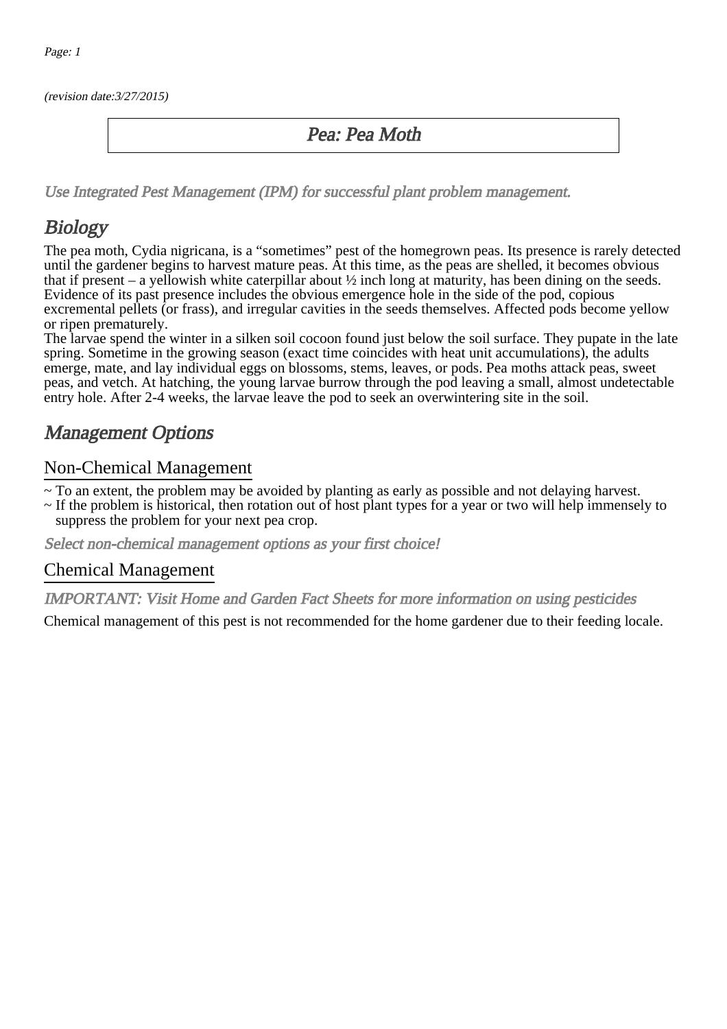*(revision date:3/27/2015)*

# *Pea: Pea Moth*

*Use Integrated Pest Management (IPM) for successful plant problem management.*

## *Biology*

The pea moth, Cydia nigricana, is a “sometimes” pest of the homegrown peas. Its presence is rarely detected until the gardener begins to harvest mature peas. At this time, as the peas are shelled, it becomes obvious that if present – a yellowish white caterpillar about ½ inch long at maturity, has been dining on the seeds. Evidence of its past presence includes the obvious emergence hole in the side of the pod, copious excremental pellets (or frass), and irregular cavities in the seeds themselves. Affected pods become yellow or ripen prematurely.

The larvae spend the winter in a silken soil cocoon found just below the soil surface. They pupate in the late spring. Sometime in the growing season (exact time coincides with heat unit accumulations), the adults emerge, mate, and lay individual eggs on blossoms, stems, leaves, or pods. Pea moths attack peas, sweet peas, and vetch. At hatching, the young larvae burrow through the pod leaving a small, almost undetectable entry hole. After 2-4 weeks, the larvae leave the pod to seek an overwintering site in the soil.

## *Management Options*

### Non-Chemical Management

~ To an extent, the problem may be avoided by planting as early as possible and not delaying harvest.
~ If the problem is historical, then rotation out of host plant types for a year or two will help immensely to suppress the problem for your next pea crop.

*Select non-chemical management options as your first choice!*

### Chemical Management

*IMPORTANT: Visit Home and Garden Fact Sheets for more information on using pesticides*

Chemical management of this pest is not recommended for the home gardener due to their feeding locale.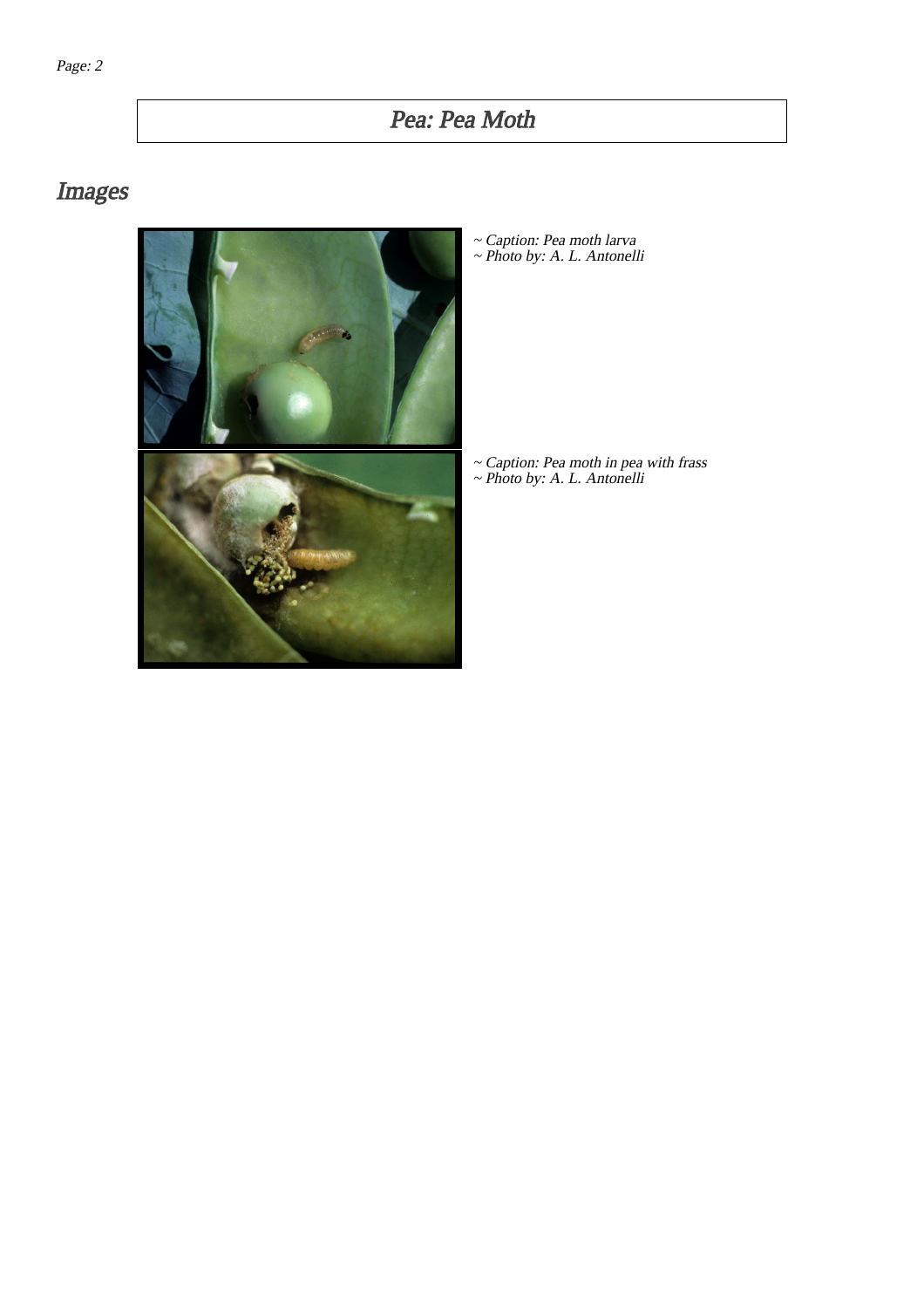# Pea: Pea Moth

## Images

~ Caption: Pea moth larva
~ Photo by: A. L. Antonelli

~ Caption: Pea moth in pea with frass
~ Photo by: A. L. Antonelli